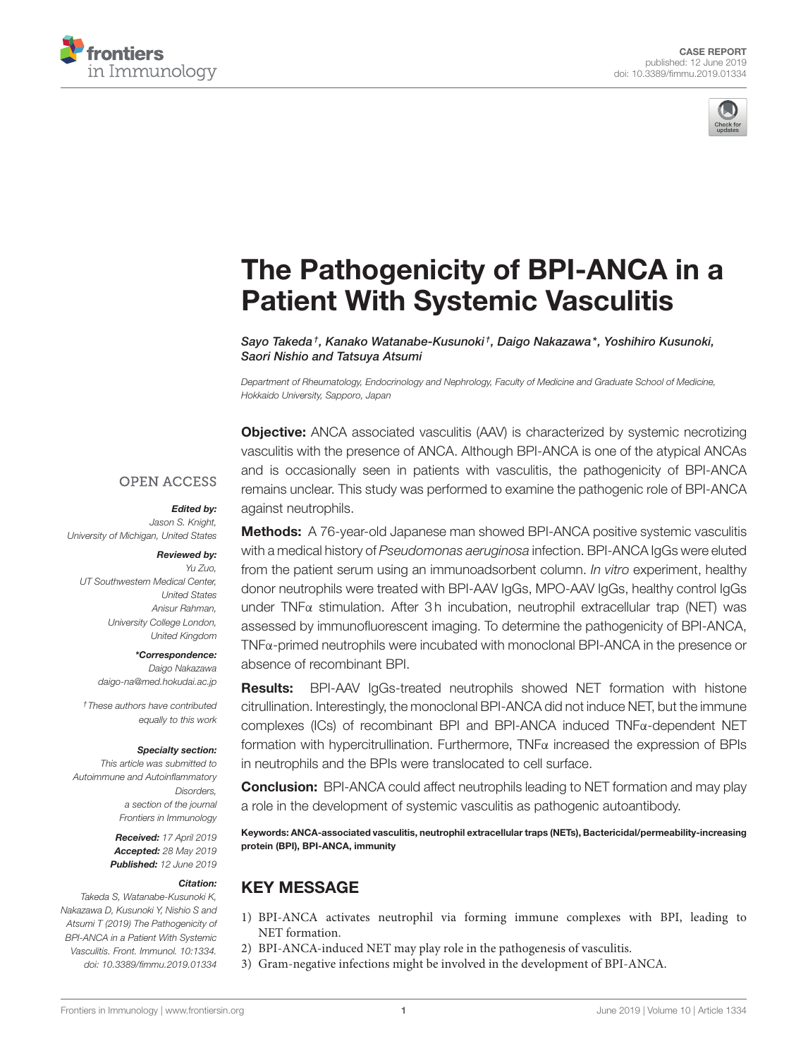CASE REPORT
published: 12 June 2019
doi: 10.3389/fimmu.2019.01334

# The Pathogenicity of BPI-ANCA in a Patient With Systemic Vasculitis

*Sayo Takeda[†], Kanako Watanabe-Kusunoki[†], Daigo Nakazawa*, Yoshihiro Kusunoki, Saori Nishio and Tatsuya Atsumi*

*Department of Rheumatology, Endocrinology and Nephrology, Faculty of Medicine and Graduate School of Medicine, Hokkaido University, Sapporo, Japan*

OPEN ACCESS

***Edited by:***
*Jason S. Knight, University of Michigan, United States*

***Reviewed by:***
*Yu Zuo, UT Southwestern Medical Center, United States*
*Anisur Rahman, University College London, United Kingdom*

****Correspondence:***
*Daigo Nakazawa*
*daigo-na@med.hokudai.ac.jp*

*[†]These authors have contributed equally to this work*

***Specialty section:***
*This article was submitted to Autoimmune and Autoinflammatory Disorders, a section of the journal Frontiers in Immunology*

***Received:*** *17 April 2019*
***Accepted:*** *28 May 2019*
***Published:*** *12 June 2019*

***Citation:***
*Takeda S, Watanabe-Kusunoki K, Nakazawa D, Kusunoki Y, Nishio S and Atsumi T (2019) The Pathogenicity of BPI-ANCA in a Patient With Systemic Vasculitis. Front. Immunol. 10:1334. doi: 10.3389/fimmu.2019.01334*

**Objective:** ANCA associated vasculitis (AAV) is characterized by systemic necrotizing vasculitis with the presence of ANCA. Although BPI-ANCA is one of the atypical ANCAs and is occasionally seen in patients with vasculitis, the pathogenicity of BPI-ANCA remains unclear. This study was performed to examine the pathogenic role of BPI-ANCA against neutrophils.

**Methods:** A 76-year-old Japanese man showed BPI-ANCA positive systemic vasculitis with a medical history of *Pseudomonas aeruginosa* infection. BPI-ANCA IgGs were eluted from the patient serum using an immunoadsorbent column. *In vitro* experiment, healthy donor neutrophils were treated with BPI-AAV IgGs, MPO-AAV IgGs, healthy control IgGs under TNFα stimulation. After 3 h incubation, neutrophil extracellular trap (NET) was assessed by immunofluorescent imaging. To determine the pathogenicity of BPI-ANCA, TNFα-primed neutrophils were incubated with monoclonal BPI-ANCA in the presence or absence of recombinant BPI.

**Results:** BPI-AAV IgGs-treated neutrophils showed NET formation with histone citrullination. Interestingly, the monoclonal BPI-ANCA did not induce NET, but the immune complexes (ICs) of recombinant BPI and BPI-ANCA induced TNFα-dependent NET formation with hypercitrullination. Furthermore, TNFα increased the expression of BPIs in neutrophils and the BPIs were translocated to cell surface.

**Conclusion:** BPI-ANCA could affect neutrophils leading to NET formation and may play a role in the development of systemic vasculitis as pathogenic autoantibody.

**Keywords: ANCA-associated vasculitis, neutrophil extracellular traps (NETs), Bactericidal/permeability-increasing protein (BPI), BPI-ANCA, immunity**

## KEY MESSAGE

1) BPI-ANCA activates neutrophil via forming immune complexes with BPI, leading to NET formation.
2) BPI-ANCA-induced NET may play role in the pathogenesis of vasculitis.
3) Gram-negative infections might be involved in the development of BPI-ANCA.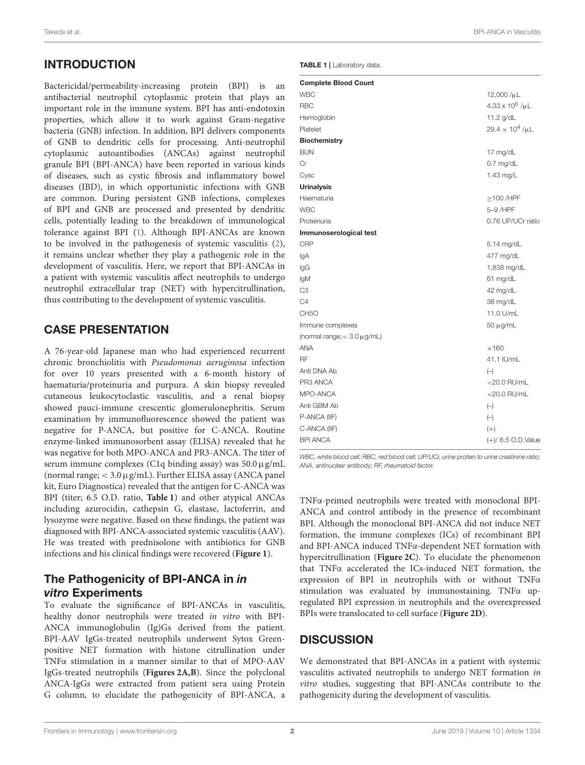## INTRODUCTION

Bactericidal/permeability-increasing protein (BPI) is an antibacterial neutrophil cytoplasmic protein that plays an important role in the immune system. BPI has anti-endotoxin properties, which allow it to work against Gram-negative bacteria (GNB) infection. In addition, BPI delivers components of GNB to dendritic cells for processing. Anti-neutrophil cytoplasmic autoantibodies (ANCAs) against neutrophil granule BPI (BPI-ANCA) have been reported in various kinds of diseases, such as cystic fibrosis and inflammatory bowel diseases (IBD), in which opportunistic infections with GNB are common. During persistent GNB infections, complexes of BPI and GNB are processed and presented by dendritic cells, potentially leading to the breakdown of immunological tolerance against BPI (1). Although BPI-ANCAs are known to be involved in the pathogenesis of systemic vasculitis (2), it remains unclear whether they play a pathogenic role in the development of vasculitis. Here, we report that BPI-ANCAs in a patient with systemic vasculitis affect neutrophils to undergo neutrophil extracellular trap (NET) with hypercitrullination, thus contributing to the development of systemic vasculitis.

## CASE PRESENTATION

A 76-year-old Japanese man who had experienced recurrent chronic bronchiolitis with *Pseudomonas aeruginosa* infection for over 10 years presented with a 6-month history of haematuria/proteinuria and purpura. A skin biopsy revealed cutaneous leukocytoclastic vasculitis, and a renal biopsy showed pauci-immune crescentic glomerulonephritis. Serum examination by immunofluorescence showed the patient was negative for P-ANCA, but positive for C-ANCA. Routine enzyme-linked immunosorbent assay (ELISA) revealed that he was negative for both MPO-ANCA and PR3-ANCA. The titer of serum immune complexes (C1q binding assay) was 50.0 μg/mL (normal range; < 3.0 μg/mL). Further ELISA assay (ANCA panel kit, Euro Diagnostica) revealed that the antigen for C-ANCA was BPI (titer; 6.5 O.D. ratio, **Table 1**) and other atypical ANCAs including azurocidin, cathepsin G, elastase, lactoferrin, and lysozyme were negative. Based on these findings, the patient was diagnosed with BPI-ANCA-associated systemic vasculitis (AAV). He was treated with prednisolone with antibiotics for GNB infections and his clinical findings were recovered (**Figure 1**).

**TABLE 1** | Laboratory data.

| | |
|---|---|
| **Complete Blood Count** | |
| WBC | 12,000 /μL |
| RBC | $4.33 \times 10^6$ /μL |
| Hemoglobin | 11.2 g/dL |
| Platelet | $29.4 \times 10^4$ /μL |
| **Biochemistry** | |
| BUN | 17 mg/dL |
| Cr | 0.7 mg/dL |
| Cysc | 1.43 mg/L |
| **Urinalysis** | |
| Haematuria | ≥100 /HPF |
| WBC | 5–9 /HPF |
| Proteinuria | 0.76 UP/UCr ratio |
| **Immunoserological test** | |
| CRP | 5.14 mg/dL |
| IgA | 477 mg/dL |
| IgG | 1,838 mg/dL |
| IgM | 61 mg/dL |
| C3 | 42 mg/dL |
| C4 | 38 mg/dL |
| CH5O | 11.0 U/mL |
| Immune complexes | 50 μg/mL |
| (normal range; < 3.0 μg/mL) | |
| ANA | ×160 |
| RF | 41.1 IU/mL |
| Anti DNA Ab | (−) |
| PR3 ANCA | <20.0 RU/mL |
| MPO-ANCA | <20.0 RU/mL |
| Anti GBM Ab | (−) |
| P-ANCA (IIF) | (−) |
| C-ANCA (IIF) | (+) |
| BPI ANCA | (+)/ 6.5 O.D.Value |

*WBC, white blood cell; RBC, red blood cell; UP/UCr, urine protein to urine creatinine ratio; ANA, antinuclear antibody; RF, rheumatoid factor.*

### The Pathogenicity of BPI-ANCA in *in vitro* Experiments

To evaluate the significance of BPI-ANCAs in vasculitis, healthy donor neutrophils were treated *in vitro* with BPI-ANCA immunoglobulin (Ig)Gs derived from the patient. BPI-AAV IgGs-treated neutrophils underwent Sytox Green-positive NET formation with histone citrullination under TNFα stimulation in a manner similar to that of MPO-AAV IgGs-treated neutrophils (**Figures 2A,B**). Since the polyclonal ANCA-IgGs were extracted from patient sera using Protein G column, to elucidate the pathogenicity of BPI-ANCA, a TNFα-primed neutrophils were treated with monoclonal BPI-ANCA and control antibody in the presence of recombinant BPI. Although the monoclonal BPI-ANCA did not induce NET formation, the immune complexes (ICs) of recombinant BPI and BPI-ANCA induced TNFα-dependent NET formation with hypercitrullination (**Figure 2C**). To elucidate the phenomenon that TNFα accelerated the ICs-induced NET formation, the expression of BPI in neutrophils with or without TNFα stimulation was evaluated by immunostaining. TNFα up-regulated BPI expression in neutrophils and the overexpressed BPIs were translocated to cell surface (**Figure 2D**).

## DISCUSSION

We demonstrated that BPI-ANCAs in a patient with systemic vasculitis activated neutrophils to undergo NET formation *in vitro* studies, suggesting that BPI-ANCAs contribute to the pathogenicity during the development of vasculitis.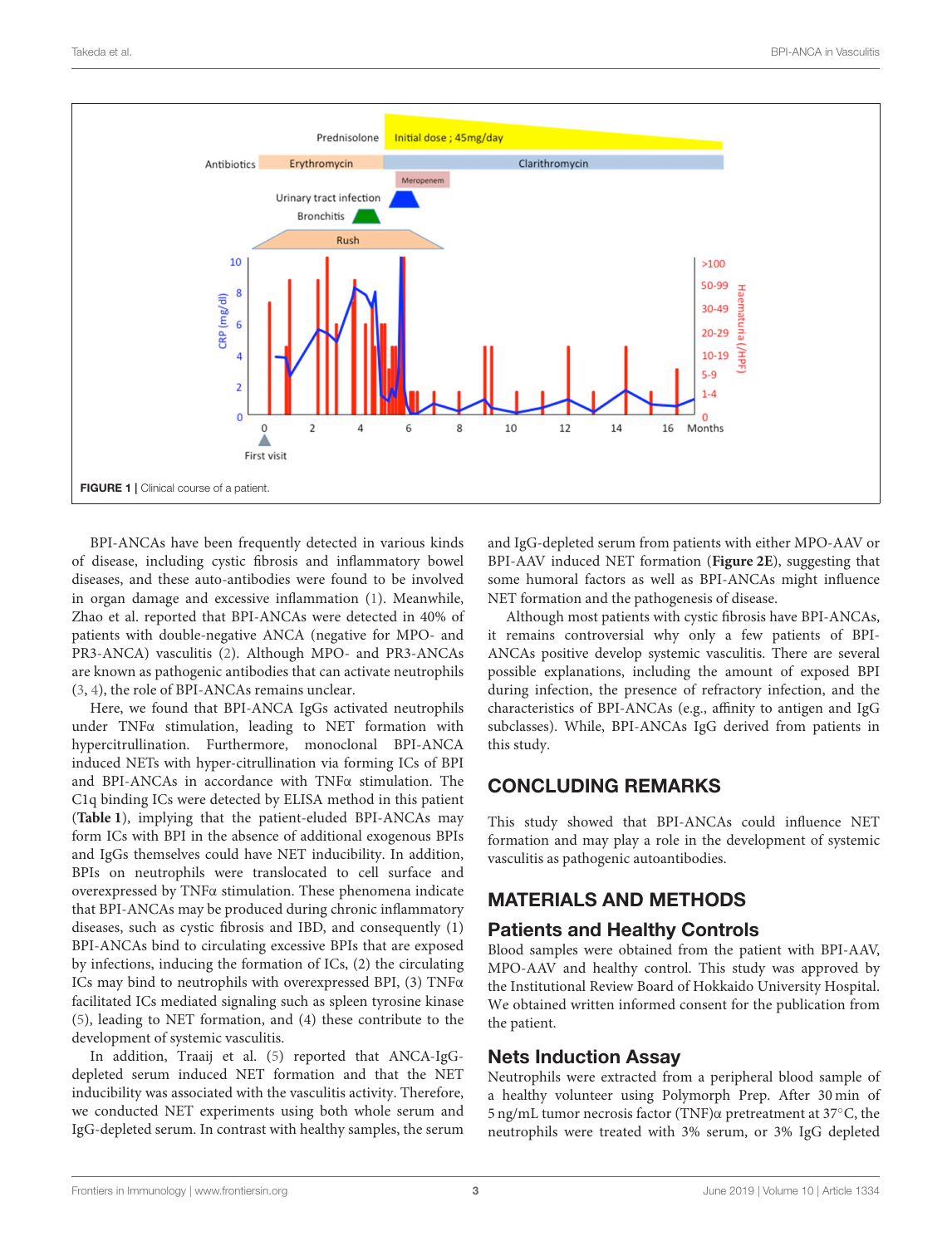FIGURE 1 | Clinical course of a patient.

BPI-ANCAs have been frequently detected in various kinds of disease, including cystic fibrosis and inflammatory bowel diseases, and these auto-antibodies were found to be involved in organ damage and excessive inflammation (1). Meanwhile, Zhao et al. reported that BPI-ANCAs were detected in 40% of patients with double-negative ANCA (negative for MPO- and PR3-ANCA) vasculitis (2). Although MPO- and PR3-ANCAs are known as pathogenic antibodies that can activate neutrophils (3, 4), the role of BPI-ANCAs remains unclear.

Here, we found that BPI-ANCA IgGs activated neutrophils under TNFα stimulation, leading to NET formation with hypercitrullination. Furthermore, monoclonal BPI-ANCA induced NETs with hyper-citrullination via forming ICs of BPI and BPI-ANCAs in accordance with TNFα stimulation. The C1q binding ICs were detected by ELISA method in this patient (**Table 1**), implying that the patient-eluded BPI-ANCAs may form ICs with BPI in the absence of additional exogenous BPIs and IgGs themselves could have NET inducibility. In addition, BPIs on neutrophils were translocated to cell surface and overexpressed by TNFα stimulation. These phenomena indicate that BPI-ANCAs may be produced during chronic inflammatory diseases, such as cystic fibrosis and IBD, and consequently (1) BPI-ANCAs bind to circulating excessive BPIs that are exposed by infections, inducing the formation of ICs, (2) the circulating ICs may bind to neutrophils with overexpressed BPI, (3) TNFα facilitated ICs mediated signaling such as spleen tyrosine kinase (5), leading to NET formation, and (4) these contribute to the development of systemic vasculitis.

In addition, Traaij et al. (5) reported that ANCA-IgG-depleted serum induced NET formation and that the NET inducibility was associated with the vasculitis activity. Therefore, we conducted NET experiments using both whole serum and IgG-depleted serum. In contrast with healthy samples, the serum and IgG-depleted serum from patients with either MPO-AAV or BPI-AAV induced NET formation (**Figure 2E**), suggesting that some humoral factors as well as BPI-ANCAs might influence NET formation and the pathogenesis of disease.

Although most patients with cystic fibrosis have BPI-ANCAs, it remains controversial why only a few patients of BPI-ANCAs positive develop systemic vasculitis. There are several possible explanations, including the amount of exposed BPI during infection, the presence of refractory infection, and the characteristics of BPI-ANCAs (e.g., affinity to antigen and IgG subclasses). While, BPI-ANCAs IgG derived from patients in this study.

## CONCLUDING REMARKS

This study showed that BPI-ANCAs could influence NET formation and may play a role in the development of systemic vasculitis as pathogenic autoantibodies.

## MATERIALS AND METHODS

### Patients and Healthy Controls

Blood samples were obtained from the patient with BPI-AAV, MPO-AAV and healthy control. This study was approved by the Institutional Review Board of Hokkaido University Hospital. We obtained written informed consent for the publication from the patient.

### Nets Induction Assay

Neutrophils were extracted from a peripheral blood sample of a healthy volunteer using Polymorph Prep. After 30 min of 5 ng/mL tumor necrosis factor (TNF)α pretreatment at 37°C, the neutrophils were treated with 3% serum, or 3% IgG depleted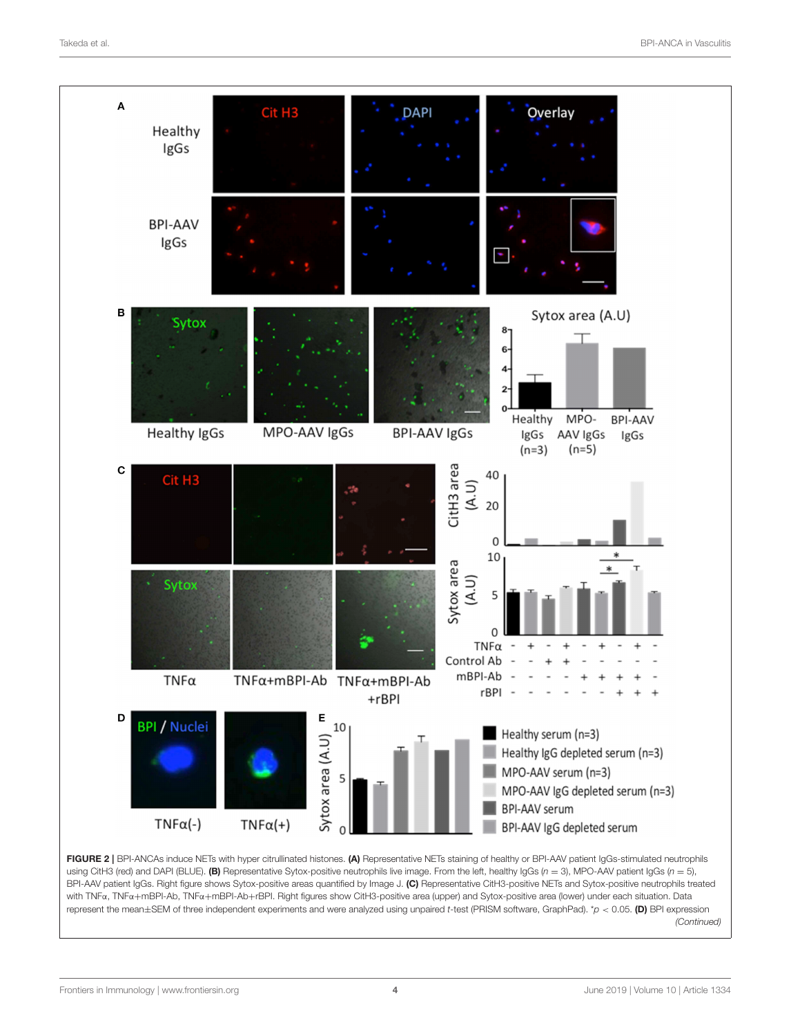**FIGURE 2** | BPI-ANCAs induce NETs with hyper citrullinated histones. **(A)** Representative NETs staining of healthy or BPI-AAV patient IgGs-stimulated neutrophils using CitH3 (red) and DAPI (BLUE). **(B)** Representative Sytox-positive neutrophils live image. From the left, healthy IgGs ($n = 3$), MPO-AAV patient IgGs ($n = 5$), BPI-AAV patient IgGs. Right figure shows Sytox-positive areas quantified by Image J. **(C)** Representative CitH3-positive NETs and Sytox-positive neutrophils treated with TNFα, TNFα+mBPI-Ab, TNFα+mBPI-Ab+rBPI. Right figures show CitH3-positive area (upper) and Sytox-positive area (lower) under each situation. Data represent the mean±SEM of three independent experiments and were analyzed using unpaired *t*-test (PRISM software, GraphPad). $^{*}p < 0.05$. **(D)** BPI expression

*(Continued)*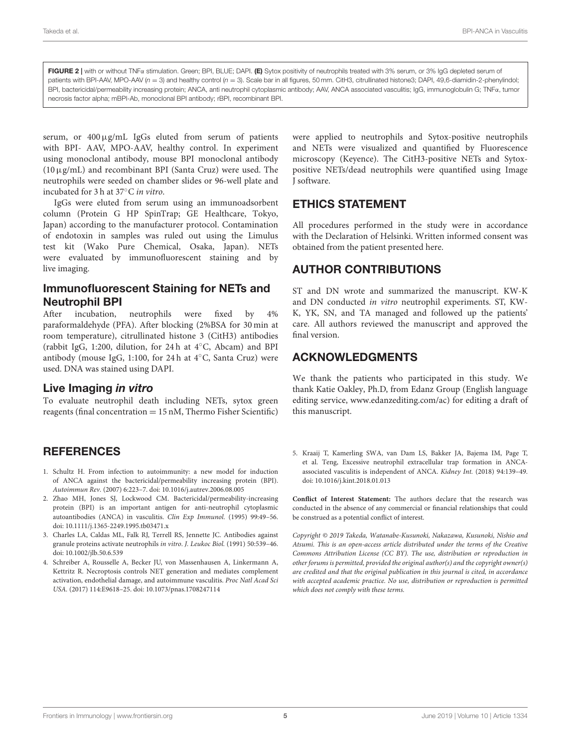**FIGURE 2 |** with or without TNFα stimulation. Green; BPI, BLUE; DAPI. **(E)** Sytox positivity of neutrophils treated with 3% serum, or 3% IgG depleted serum of patients with BPI-AAV, MPO-AAV ($n = 3$) and healthy control ($n = 3$). Scale bar in all figures, 50 mm. CitH3, citrullinated histone3; DAPI, 49,6-diamidin-2-phenylindol; BPI, bactericidal/permeability increasing protein; ANCA, anti neutrophil cytoplasmic antibody; AAV, ANCA associated vasculitis; IgG, immunoglobulin G; TNFα, tumor necrosis factor alpha; mBPI-Ab, monoclonal BPI antibody; rBPI, recombinant BPI.

serum, or 400 μg/mL IgGs eluted from serum of patients with BPI- AAV, MPO-AAV, healthy control. In experiment using monoclonal antibody, mouse BPI monoclonal antibody (10 μg/mL) and recombinant BPI (Santa Cruz) were used. The neutrophils were seeded on chamber slides or 96-well plate and incubated for 3 h at 37°C *in vitro*.

IgGs were eluted from serum using an immunoadsorbent column (Protein G HP SpinTrap; GE Healthcare, Tokyo, Japan) according to the manufacturer protocol. Contamination of endotoxin in samples was ruled out using the Limulus test kit (Wako Pure Chemical, Osaka, Japan). NETs were evaluated by immunofluorescent staining and by live imaging.

### Immunofluorescent Staining for NETs and Neutrophil BPI

After incubation, neutrophils were fixed by 4% paraformaldehyde (PFA). After blocking (2%BSA for 30 min at room temperature), citrullinated histone 3 (CitH3) antibodies (rabbit IgG, 1:200, dilution, for 24 h at 4°C, Abcam) and BPI antibody (mouse IgG, 1:100, for 24 h at 4°C, Santa Cruz) were used. DNA was stained using DAPI.

### Live Imaging *in vitro*

To evaluate neutrophil death including NETs, sytox green reagents (final concentration = 15 nM, Thermo Fisher Scientific) were applied to neutrophils and Sytox-positive neutrophils and NETs were visualized and quantified by Fluorescence microscopy (Keyence). The CitH3-positive NETs and Sytox-positive NETs/dead neutrophils were quantified using Image J software.

## ETHICS STATEMENT

All procedures performed in the study were in accordance with the Declaration of Helsinki. Written informed consent was obtained from the patient presented here.

## AUTHOR CONTRIBUTIONS

ST and DN wrote and summarized the manuscript. KW-K and DN conducted *in vitro* neutrophil experiments. ST, KW-K, YK, SN, and TA managed and followed up the patients' care. All authors reviewed the manuscript and approved the final version.

## ACKNOWLEDGMENTS

We thank the patients who participated in this study. We thank Katie Oakley, Ph.D, from Edanz Group (English language editing service, www.edanzediting.com/ac) for editing a draft of this manuscript.

## REFERENCES

1. Schultz H. From infection to autoimmunity: a new model for induction of ANCA against the bactericidal/permeability increasing protein (BPI). *Autoimmun Rev.* (2007) 6:223–7. doi: 10.1016/j.autrev.2006.08.005
2. Zhao MH, Jones SJ, Lockwood CM. Bactericidal/permeability-increasing protein (BPI) is an important antigen for anti-neutrophil cytoplasmic autoantibodies (ANCA) in vasculitis. *Clin Exp Immunol.* (1995) 99:49–56. doi: 10.1111/j.1365-2249.1995.tb03471.x
3. Charles LA, Caldas ML, Falk RJ, Terrell RS, Jennette JC. Antibodies against granule proteins activate neutrophils *in vitro*. *J. Leukoc Biol.* (1991) 50:539–46. doi: 10.1002/jlb.50.6.539
4. Schreiber A, Rousselle A, Becker JU, von Massenhausen A, Linkermann A, Kettritz R. Necroptosis controls NET generation and mediates complement activation, endothelial damage, and autoimmune vasculitis. *Proc Natl Acad Sci USA.* (2017) 114:E9618–25. doi: 10.1073/pnas.1708247114
5. Kraaij T, Kamerling SWA, van Dam LS, Bakker JA, Bajema IM, Page T, et al. Teng, Excessive neutrophil extracellular trap formation in ANCA-associated vasculitis is independent of ANCA. *Kidney Int.* (2018) 94:139–49. doi: 10.1016/j.kint.2018.01.013

**Conflict of Interest Statement:** The authors declare that the research was conducted in the absence of any commercial or financial relationships that could be construed as a potential conflict of interest.

*Copyright © 2019 Takeda, Watanabe-Kusunoki, Nakazawa, Kusunoki, Nishio and Atsumi. This is an open-access article distributed under the terms of the Creative Commons Attribution License (CC BY). The use, distribution or reproduction in other forums is permitted, provided the original author(s) and the copyright owner(s) are credited and that the original publication in this journal is cited, in accordance with accepted academic practice. No use, distribution or reproduction is permitted which does not comply with these terms.*